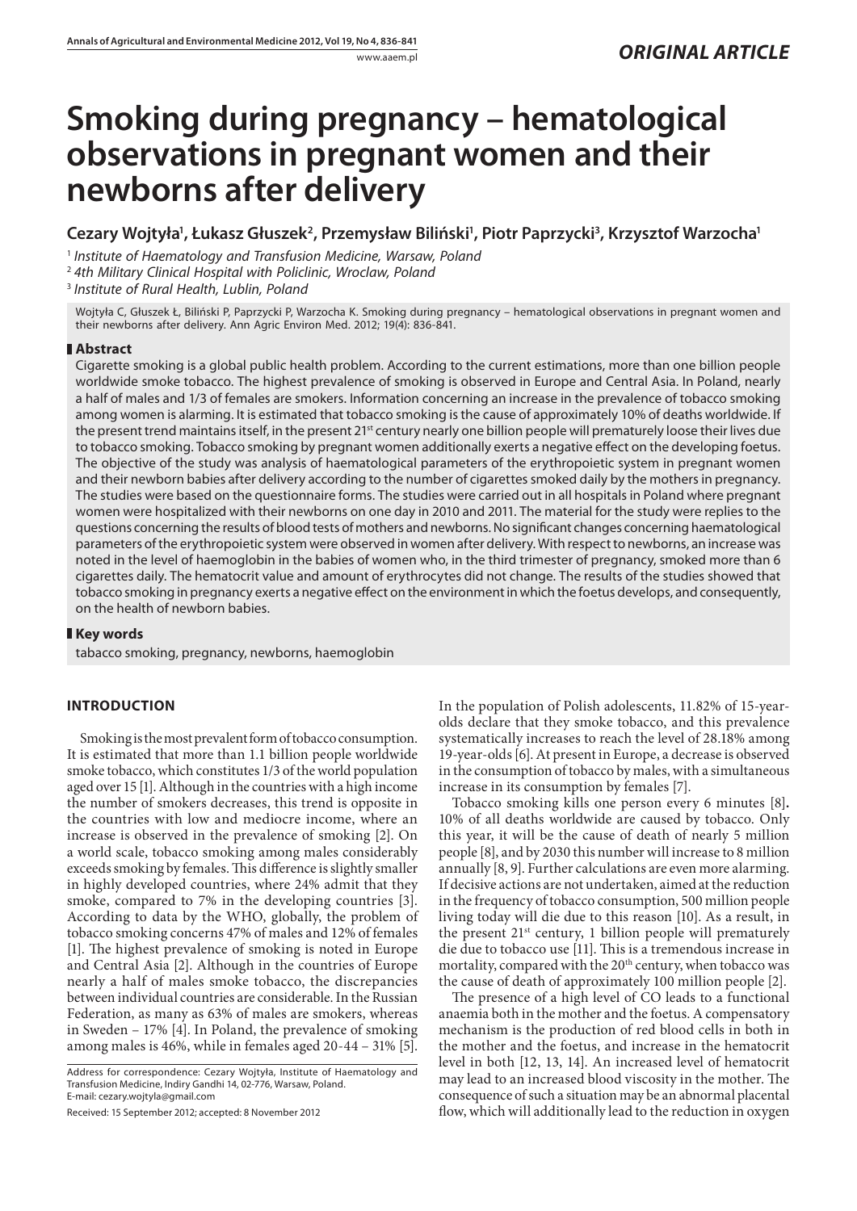*ORIGINAL ARTICLE*

# Smoking during pregnancy – hematological observations in pregnant women and their newborns after delivery

**Cezary Wojtyła[1], Łukasz Głuszek[2], Przemysław Biliński[1], Piotr Paprzycki[3], Krzysztof Warzocha[1]**

[1] *Institute of Haematology and Transfusion Medicine, Warsaw, Poland*
[2] *4th Military Clinical Hospital with Policlinic, Wroclaw, Poland*
[3] *Institute of Rural Health, Lublin, Poland*

Wojtyła C, Głuszek Ł, Biliński P, Paprzycki P, Warzocha K. Smoking during pregnancy – hematological observations in pregnant women and their newborns after delivery. Ann Agric Environ Med. 2012; 19(4): 836-841.

## Abstract

Cigarette smoking is a global public health problem. According to the current estimations, more than one billion people worldwide smoke tobacco. The highest prevalence of smoking is observed in Europe and Central Asia. In Poland, nearly a half of males and 1/3 of females are smokers. Information concerning an increase in the prevalence of tobacco smoking among women is alarming. It is estimated that tobacco smoking is the cause of approximately 10% of deaths worldwide. If the present trend maintains itself, in the present 21[st] century nearly one billion people will prematurely loose their lives due to tobacco smoking. Tobacco smoking by pregnant women additionally exerts a negative effect on the developing foetus. The objective of the study was analysis of haematological parameters of the erythropoietic system in pregnant women and their newborn babies after delivery according to the number of cigarettes smoked daily by the mothers in pregnancy. The studies were based on the questionnaire forms. The studies were carried out in all hospitals in Poland where pregnant women were hospitalized with their newborns on one day in 2010 and 2011. The material for the study were replies to the questions concerning the results of blood tests of mothers and newborns. No significant changes concerning haematological parameters of the erythropoietic system were observed in women after delivery. With respect to newborns, an increase was noted in the level of haemoglobin in the babies of women who, in the third trimester of pregnancy, smoked more than 6 cigarettes daily. The hematocrit value and amount of erythrocytes did not change. The results of the studies showed that tobacco smoking in pregnancy exerts a negative effect on the environment in which the foetus develops, and consequently, on the health of newborn babies.

## Key words

tabacco smoking, pregnancy, newborns, haemoglobin

## INTRODUCTION

Smoking is the most prevalent form of tobacco consumption. It is estimated that more than 1.1 billion people worldwide smoke tobacco, which constitutes 1/3 of the world population aged over 15 [1]. Although in the countries with a high income the number of smokers decreases, this trend is opposite in the countries with low and mediocre income, where an increase is observed in the prevalence of smoking [2]. On a world scale, tobacco smoking among males considerably exceeds smoking by females. This difference is slightly smaller in highly developed countries, where 24% admit that they smoke, compared to 7% in the developing countries [3]. According to data by the WHO, globally, the problem of tobacco smoking concerns 47% of males and 12% of females [1]. The highest prevalence of smoking is noted in Europe and Central Asia [2]. Although in the countries of Europe nearly a half of males smoke tobacco, the discrepancies between individual countries are considerable. In the Russian Federation, as many as 63% of males are smokers, whereas in Sweden – 17% [4]. In Poland, the prevalence of smoking among males is 46%, while in females aged 20-44 – 31% [5].

Address for correspondence: Cezary Wojtyła, Institute of Haematology and Transfusion Medicine, Indiry Gandhi 14, 02-776, Warsaw, Poland.
E-mail: cezary.wojtyla@gmail.com

Received: 15 September 2012; accepted: 8 November 2012

In the population of Polish adolescents, 11.82% of 15-year-olds declare that they smoke tobacco, and this prevalence systematically increases to reach the level of 28.18% among 19-year-olds [6]. At present in Europe, a decrease is observed in the consumption of tobacco by males, with a simultaneous increase in its consumption by females [7].

Tobacco smoking kills one person every 6 minutes [8]**.** 10% of all deaths worldwide are caused by tobacco. Only this year, it will be the cause of death of nearly 5 million people [8], and by 2030 this number will increase to 8 million annually [8, 9]. Further calculations are even more alarming. If decisive actions are not undertaken, aimed at the reduction in the frequency of tobacco consumption, 500 million people living today will die due to this reason [10]. As a result, in the present 21[st] century, 1 billion people will prematurely die due to tobacco use [11]. This is a tremendous increase in mortality, compared with the 20[th] century, when tobacco was the cause of death of approximately 100 million people [2].

The presence of a high level of CO leads to a functional anaemia both in the mother and the foetus. A compensatory mechanism is the production of red blood cells in both in the mother and the foetus, and increase in the hematocrit level in both [12, 13, 14]. An increased level of hematocrit may lead to an increased blood viscosity in the mother. The consequence of such a situation may be an abnormal placental flow, which will additionally lead to the reduction in oxygen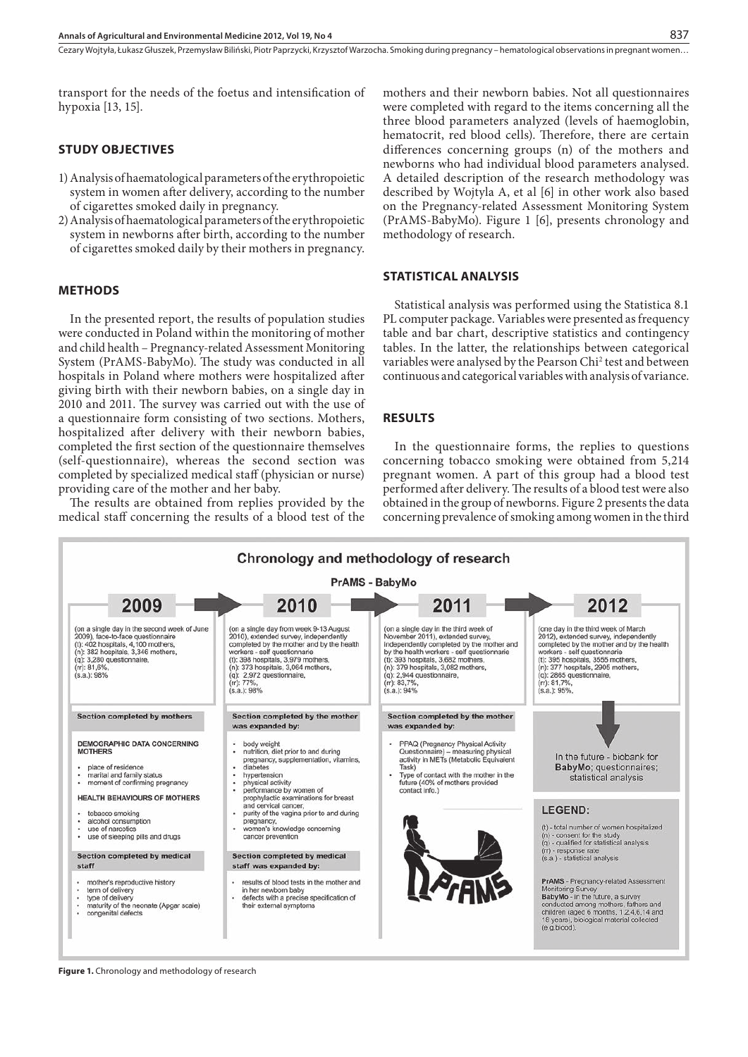transport for the needs of the foetus and intensification of hypoxia [13, 15].

## STUDY OBJECTIVES

1) Analysis of haematological parameters of the erythropoietic system in women after delivery, according to the number of cigarettes smoked daily in pregnancy.
2) Analysis of haematological parameters of the erythropoietic system in newborns after birth, according to the number of cigarettes smoked daily by their mothers in pregnancy.

## METHODS

In the presented report, the results of population studies were conducted in Poland within the monitoring of mother and child health – Pregnancy-related Assessment Monitoring System (PrAMS-BabyMo). The study was conducted in all hospitals in Poland where mothers were hospitalized after giving birth with their newborn babies, on a single day in 2010 and 2011. The survey was carried out with the use of a questionnaire form consisting of two sections. Mothers, hospitalized after delivery with their newborn babies, completed the first section of the questionnaire themselves (self-questionnaire), whereas the second section was completed by specialized medical staff (physician or nurse) providing care of the mother and her baby.

The results are obtained from replies provided by the medical staff concerning the results of a blood test of the mothers and their newborn babies. Not all questionnaires were completed with regard to the items concerning all the three blood parameters analyzed (levels of haemoglobin, hematocrit, red blood cells). Therefore, there are certain differences concerning groups (n) of the mothers and newborns who had individual blood parameters analysed. A detailed description of the research methodology was described by Wojtyla A, et al [6] in other work also based on the Pregnancy-related Assessment Monitoring System (PrAMS-BabyMo). Figure 1 [6], presents chronology and methodology of research.

## STATISTICAL ANALYSIS

Statistical analysis was performed using the Statistica 8.1 PL computer package. Variables were presented as frequency table and bar chart, descriptive statistics and contingency tables. In the latter, the relationships between categorical variables were analysed by the Pearson Chi[2] test and between continuous and categorical variables with analysis of variance.

## RESULTS

In the questionnaire forms, the replies to questions concerning tobacco smoking were obtained from 5,214 pregnant women. A part of this group had a blood test performed after delivery. The results of a blood test were also obtained in the group of newborns. Figure 2 presents the data concerning prevalence of smoking among women in the third

**Chronology and methodology of research**

**PrAMS - BabyMo**

**2009**

(on a single day in the second week of June 2009), face-to-face questionnaire
(t): 402 hospitals, 4,100 mothers,
(n): 382 hospitals, 3,346 mothers,
(q): 3,280 questionnaire,
(rr): 81,6%,
(s.a.): 98%

**Section completed by mothers**

DEMOGRAPHIC DATA CONCERNING MOTHERS
- place of residence
- marital and family status
- moment of confirming pregnancy

HEALTH BEHAVIOURS OF MOTHERS
- tobacco smoking
- alcohol consumption
- use of narcotics
- use of sleeping pills and drugs

**Section completed by medical staff**
- mother's reproductive history
- term of delivery
- type of delivery
- maturity of the neonate (Apgar scale)
- congenital defects

**2010**

(on a single day from week 9-13 August 2010), extended survey, independently completed by the mother and by the health workers - self questionnaire
(t): 398 hospitals, 3,979 mothers,
(n): 373 hospitals, 3,064 mothers,
(q): 2,972 questionnaire,
(rr): 77%,
(s.a.): 98%

**Section completed by the mother was expanded by:**
- body weight
- nutrition, diet prior to and during pregnancy, supplementation, vitamins,
- diabetes
- hypertension
- physical activity
- performance by women of prophylactic examinations for breast and cervical cancer,
- purity of the vagina prior to and during pregnancy,
- women's knowledge concerning cancer prevention

**Section completed by medical staff was expanded by:**
- results of blood tests in the mother and in her newborn baby
- defects with a precise specification of their external symptoms

**2011**

(on a single day in the third week of November 2011), extended survey, independently completed by the mother and by the health workers - self questionnaire
(t): 393 hospitals, 3,682 mothers,
(n): 379 hospitals, 3,082 mothers,
(q): 2,944 questionnaire,
(rr): 83,7%,
(s.a.): 94%

**Section completed by the mother was expanded by:**
- PPAQ (Pregnancy Physical Activity Questionnaire) – measuring physical activity in METs (Metabolic Equivalent Task)
- Type of contact with the mother in the future (40% of mothers provided contact info.)

**2012**

(one day in the third week of March 2012), extended survey, independently completed by the mother and by the health workers - self questionnaire
(t): 395 hospitals, 3555 mothers,
(n): 377 hospitals, 2905 mothers,
(q): 2865 questionnaire,
(rr): 81,7%,
(s.a.): 95%,

In the future - biobank for BabyMo; questionnaires; statistical analysis

**LEGEND:**

(t) - total number of women hospitalized
(n) - consent for the study
(q) - qualified for statistical analysis
(rr) - response rate
(s.a.) - statistical analysis

PrAMS - Pregnancy-related Assessment Monitoring Survey
BabyMo - in the future, a survey conducted among mothers, fathers and children (aged 6 months, 1,2,4,6,14 and 18 years), biological material collected (e.g.blood).

**Figure 1.** Chronology and methodology of research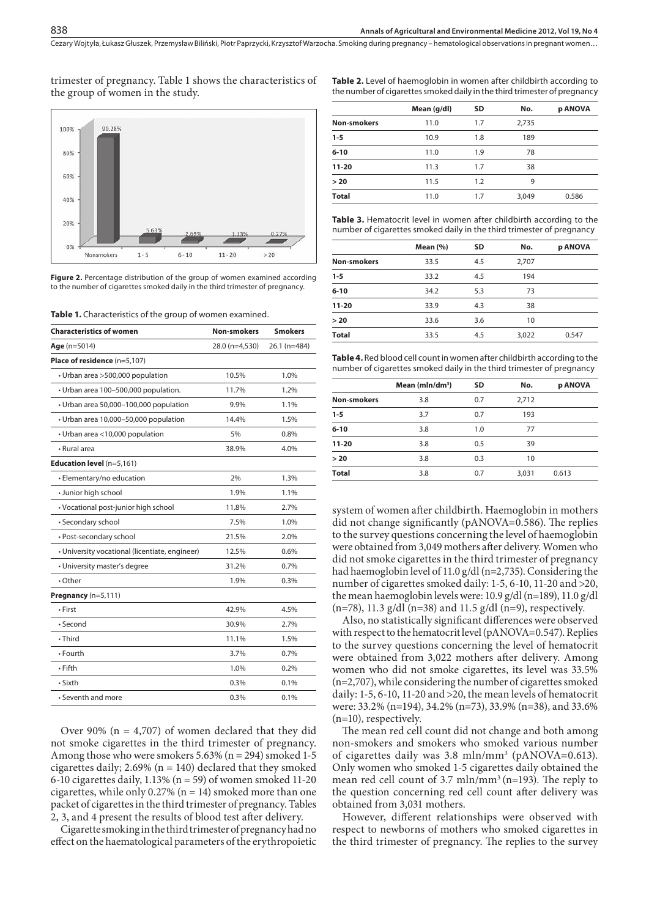trimester of pregnancy. Table 1 shows the characteristics of the group of women in the study.

**Figure 2.** Percentage distribution of the group of women examined according to the number of cigarettes smoked daily in the third trimester of pregnancy.

**Table 1.** Characteristics of the group of women examined.

| Characteristics of women | Non-smokers | Smokers |
|---|---|---|
| **Age** (n=5014) | 28.0 (n=4,530) | 26.1 (n=484) |
| **Place of residence** (n=5,107) | | |
| • Urban area >500,000 population | 10.5% | 1.0% |
| • Urban area 100–500,000 population. | 11.7% | 1.2% |
| • Urban area 50,000–100,000 population | 9.9% | 1.1% |
| • Urban area 10,000–50,000 population | 14.4% | 1.5% |
| • Urban area <10,000 population | 5% | 0.8% |
| • Rural area | 38.9% | 4.0% |
| **Education level** (n=5,161) | | |
| • Elementary/no education | 2% | 1.3% |
| • Junior high school | 1.9% | 1.1% |
| • Vocational post-junior high school | 11.8% | 2.7% |
| • Secondary school | 7.5% | 1.0% |
| • Post-secondary school | 21.5% | 2.0% |
| • University vocational (licentiate, engineer) | 12.5% | 0.6% |
| • University master's degree | 31.2% | 0.7% |
| • Other | 1.9% | 0.3% |
| **Pregnancy** (n=5,111) | | |
| • First | 42.9% | 4.5% |
| • Second | 30.9% | 2.7% |
| • Third | 11.1% | 1.5% |
| • Fourth | 3.7% | 0.7% |
| • Fifth | 1.0% | 0.2% |
| • Sixth | 0.3% | 0.1% |
| • Seventh and more | 0.3% | 0.1% |

Over 90% (n = 4,707) of women declared that they did not smoke cigarettes in the third trimester of pregnancy. Among those who were smokers 5.63% (n = 294) smoked 1-5 cigarettes daily; 2.69% (n = 140) declared that they smoked 6-10 cigarettes daily, 1.13% (n = 59) of women smoked 11-20 cigarettes, while only 0.27% (n = 14) smoked more than one packet of cigarettes in the third trimester of pregnancy. Tables 2, 3, and 4 present the results of blood test after delivery.

Cigarette smoking in the third trimester of pregnancy had no effect on the haematological parameters of the erythropoietic system of women after childbirth. Haemoglobin in mothers did not change significantly (pANOVA=0.586). The replies to the survey questions concerning the level of haemoglobin were obtained from 3,049 mothers after delivery. Women who did not smoke cigarettes in the third trimester of pregnancy had haemoglobin level of 11.0 g/dl (n=2,735). Considering the number of cigarettes smoked daily: 1-5, 6-10, 11-20 and >20, the mean haemoglobin levels were: 10.9 g/dl (n=189), 11.0 g/dl (n=78), 11.3 g/dl (n=38) and 11.5 g/dl (n=9), respectively.

Also, no statistically significant differences were observed with respect to the hematocrit level (pANOVA=0.547). Replies to the survey questions concerning the level of hematocrit were obtained from 3,022 mothers after delivery. Among women who did not smoke cigarettes, its level was 33.5% (n=2,707), while considering the number of cigarettes smoked daily: 1-5, 6-10, 11-20 and >20, the mean levels of hematocrit were: 33.2% (n=194), 34.2% (n=73), 33.9% (n=38), and 33.6% (n=10), respectively.

The mean red cell count did not change and both among non-smokers and smokers who smoked various number of cigarettes daily was 3.8 mln/mm³ (pANOVA=0.613). Only women who smoked 1-5 cigarettes daily obtained the mean red cell count of 3.7 mln/mm³ (n=193). The reply to the question concerning red cell count after delivery was obtained from 3,031 mothers.

However, different relationships were observed with respect to newborns of mothers who smoked cigarettes in the third trimester of pregnancy. The replies to the survey

**Table 2.** Level of haemoglobin in women after childbirth according to the number of cigarettes smoked daily in the third trimester of pregnancy

| | Mean (g/dl) | SD | No. | p ANOVA |
|---|---|---|---|---|
| **Non-smokers** | 11.0 | 1.7 | 2,735 | |
| **1-5** | 10.9 | 1.8 | 189 | |
| **6-10** | 11.0 | 1.9 | 78 | |
| **11-20** | 11.3 | 1.7 | 38 | |
| **> 20** | 11.5 | 1.2 | 9 | |
| **Total** | 11.0 | 1.7 | 3,049 | 0.586 |

**Table 3.** Hematocrit level in women after childbirth according to the number of cigarettes smoked daily in the third trimester of pregnancy

| | Mean (%) | SD | No. | p ANOVA |
|---|---|---|---|---|
| **Non-smokers** | 33.5 | 4.5 | 2,707 | |
| **1-5** | 33.2 | 4.5 | 194 | |
| **6-10** | 34.2 | 5.3 | 73 | |
| **11-20** | 33.9 | 4.3 | 38 | |
| **> 20** | 33.6 | 3.6 | 10 | |
| **Total** | 33.5 | 4.5 | 3,022 | 0.547 |

**Table 4.** Red blood cell count in women after childbirth according to the number of cigarettes smoked daily in the third trimester of pregnancy

| | Mean (mln/dm³) | SD | No. | p ANOVA |
|---|---|---|---|---|
| **Non-smokers** | 3.8 | 0.7 | 2,712 | |
| **1-5** | 3.7 | 0.7 | 193 | |
| **6-10** | 3.8 | 1.0 | 77 | |
| **11-20** | 3.8 | 0.5 | 39 | |
| **> 20** | 3.8 | 0.3 | 10 | |
| **Total** | 3.8 | 0.7 | 3,031 | 0.613 |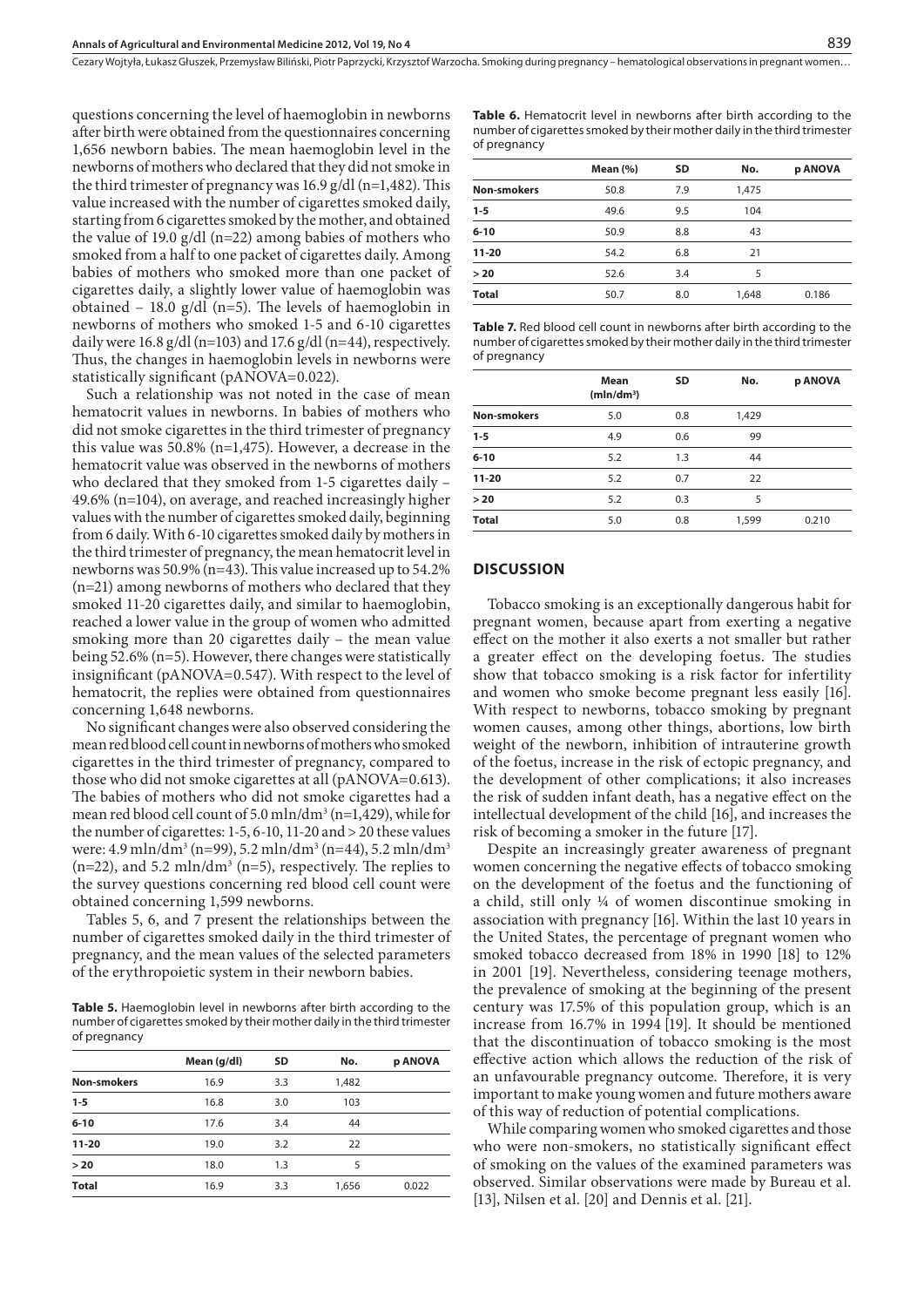questions concerning the level of haemoglobin in newborns after birth were obtained from the questionnaires concerning 1,656 newborn babies. The mean haemoglobin level in the newborns of mothers who declared that they did not smoke in the third trimester of pregnancy was 16.9 g/dl (n=1,482). This value increased with the number of cigarettes smoked daily, starting from 6 cigarettes smoked by the mother, and obtained the value of 19.0 g/dl (n=22) among babies of mothers who smoked from a half to one packet of cigarettes daily. Among babies of mothers who smoked more than one packet of cigarettes daily, a slightly lower value of haemoglobin was obtained – 18.0 g/dl (n=5). The levels of haemoglobin in newborns of mothers who smoked 1-5 and 6-10 cigarettes daily were 16.8 g/dl (n=103) and 17.6 g/dl (n=44), respectively. Thus, the changes in haemoglobin levels in newborns were statistically significant (pANOVA=0.022).

Such a relationship was not noted in the case of mean hematocrit values in newborns. In babies of mothers who did not smoke cigarettes in the third trimester of pregnancy this value was 50.8% (n=1,475). However, a decrease in the hematocrit value was observed in the newborns of mothers who declared that they smoked from 1-5 cigarettes daily – 49.6% (n=104), on average, and reached increasingly higher values with the number of cigarettes smoked daily, beginning from 6 daily. With 6-10 cigarettes smoked daily by mothers in the third trimester of pregnancy, the mean hematocrit level in newborns was 50.9% (n=43). This value increased up to 54.2% (n=21) among newborns of mothers who declared that they smoked 11-20 cigarettes daily, and similar to haemoglobin, reached a lower value in the group of women who admitted smoking more than 20 cigarettes daily – the mean value being 52.6% (n=5). However, there changes were statistically insignificant (pANOVA=0.547). With respect to the level of hematocrit, the replies were obtained from questionnaires concerning 1,648 newborns.

No significant changes were also observed considering the mean red blood cell count in newborns of mothers who smoked cigarettes in the third trimester of pregnancy, compared to those who did not smoke cigarettes at all (pANOVA=0.613). The babies of mothers who did not smoke cigarettes had a mean red blood cell count of 5.0 mln/dm$^3$ (n=1,429), while for the number of cigarettes: 1-5, 6-10, 11-20 and > 20 these values were: 4.9 mln/dm$^3$ (n=99), 5.2 mln/dm$^3$ (n=44), 5.2 mln/dm$^3$ (n=22), and 5.2 mln/dm$^3$ (n=5), respectively. The replies to the survey questions concerning red blood cell count were obtained concerning 1,599 newborns.

Tables 5, 6, and 7 present the relationships between the number of cigarettes smoked daily in the third trimester of pregnancy, and the mean values of the selected parameters of the erythropoietic system in their newborn babies.

**Table 5.** Haemoglobin level in newborns after birth according to the number of cigarettes smoked by their mother daily in the third trimester of pregnancy

| | Mean (g/dl) | SD | No. | p ANOVA |
|---|---|---|---|---|
| **Non-smokers** | 16.9 | 3.3 | 1,482 | |
| **1-5** | 16.8 | 3.0 | 103 | |
| **6-10** | 17.6 | 3.4 | 44 | |
| **11-20** | 19.0 | 3.2 | 22 | |
| **> 20** | 18.0 | 1.3 | 5 | |
| **Total** | 16.9 | 3.3 | 1,656 | 0.022 |

**Table 6.** Hematocrit level in newborns after birth according to the number of cigarettes smoked by their mother daily in the third trimester of pregnancy

| | Mean (%) | SD | No. | p ANOVA |
|---|---|---|---|---|
| **Non-smokers** | 50.8 | 7.9 | 1,475 | |
| **1-5** | 49.6 | 9.5 | 104 | |
| **6-10** | 50.9 | 8.8 | 43 | |
| **11-20** | 54.2 | 6.8 | 21 | |
| **> 20** | 52.6 | 3.4 | 5 | |
| **Total** | 50.7 | 8.0 | 1,648 | 0.186 |

**Table 7.** Red blood cell count in newborns after birth according to the number of cigarettes smoked by their mother daily in the third trimester of pregnancy

| | Mean (mln/dm$^3$) | SD | No. | p ANOVA |
|---|---|---|---|---|
| **Non-smokers** | 5.0 | 0.8 | 1,429 | |
| **1-5** | 4.9 | 0.6 | 99 | |
| **6-10** | 5.2 | 1.3 | 44 | |
| **11-20** | 5.2 | 0.7 | 22 | |
| **> 20** | 5.2 | 0.3 | 5 | |
| **Total** | 5.0 | 0.8 | 1,599 | 0.210 |

## DISCUSSION

Tobacco smoking is an exceptionally dangerous habit for pregnant women, because apart from exerting a negative effect on the mother it also exerts a not smaller but rather a greater effect on the developing foetus. The studies show that tobacco smoking is a risk factor for infertility and women who smoke become pregnant less easily [16]. With respect to newborns, tobacco smoking by pregnant women causes, among other things, abortions, low birth weight of the newborn, inhibition of intrauterine growth of the foetus, increase in the risk of ectopic pregnancy, and the development of other complications; it also increases the risk of sudden infant death, has a negative effect on the intellectual development of the child [16], and increases the risk of becoming a smoker in the future [17].

Despite an increasingly greater awareness of pregnant women concerning the negative effects of tobacco smoking on the development of the foetus and the functioning of a child, still only ¼ of women discontinue smoking in association with pregnancy [16]. Within the last 10 years in the United States, the percentage of pregnant women who smoked tobacco decreased from 18% in 1990 [18] to 12% in 2001 [19]. Nevertheless, considering teenage mothers, the prevalence of smoking at the beginning of the present century was 17.5% of this population group, which is an increase from 16.7% in 1994 [19]. It should be mentioned that the discontinuation of tobacco smoking is the most effective action which allows the reduction of the risk of an unfavourable pregnancy outcome. Therefore, it is very important to make young women and future mothers aware of this way of reduction of potential complications.

While comparing women who smoked cigarettes and those who were non-smokers, no statistically significant effect of smoking on the values of the examined parameters was observed. Similar observations were made by Bureau et al. [13], Nilsen et al. [20] and Dennis et al. [21].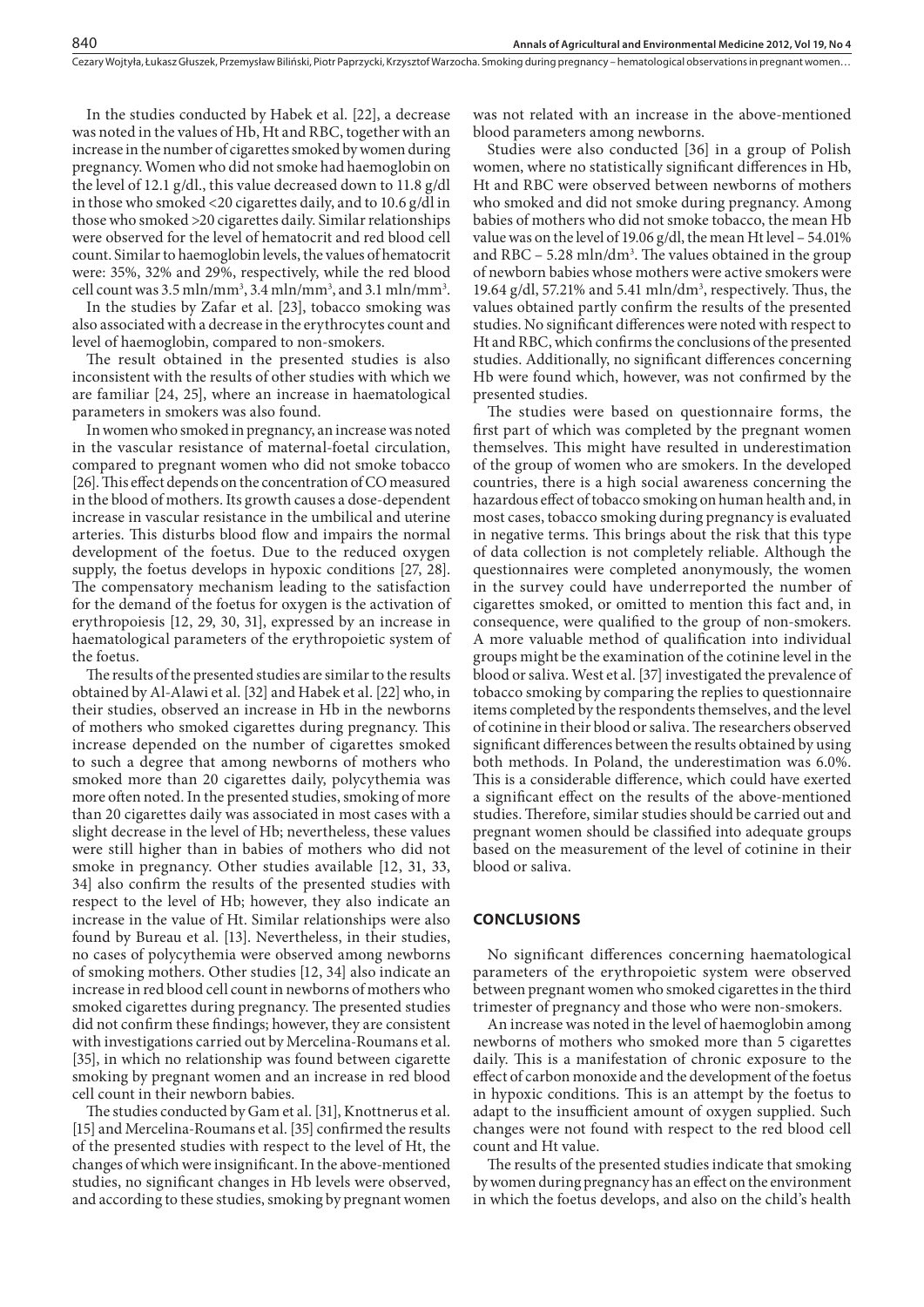In the studies conducted by Habek et al. [22], a decrease was noted in the values of Hb, Ht and RBC, together with an increase in the number of cigarettes smoked by women during pregnancy. Women who did not smoke had haemoglobin on the level of 12.1 g/dl., this value decreased down to 11.8 g/dl in those who smoked <20 cigarettes daily, and to 10.6 g/dl in those who smoked >20 cigarettes daily. Similar relationships were observed for the level of hematocrit and red blood cell count. Similar to haemoglobin levels, the values of hematocrit were: 35%, 32% and 29%, respectively, while the red blood cell count was 3.5 mln/mm$^3$, 3.4 mln/mm$^3$, and 3.1 mln/mm$^3$.

In the studies by Zafar et al. [23], tobacco smoking was also associated with a decrease in the erythrocytes count and level of haemoglobin, compared to non-smokers.

The result obtained in the presented studies is also inconsistent with the results of other studies with which we are familiar [24, 25], where an increase in haematological parameters in smokers was also found.

In women who smoked in pregnancy, an increase was noted in the vascular resistance of maternal-foetal circulation, compared to pregnant women who did not smoke tobacco [26]. This effect depends on the concentration of CO measured in the blood of mothers. Its growth causes a dose-dependent increase in vascular resistance in the umbilical and uterine arteries. This disturbs blood flow and impairs the normal development of the foetus. Due to the reduced oxygen supply, the foetus develops in hypoxic conditions [27, 28]. The compensatory mechanism leading to the satisfaction for the demand of the foetus for oxygen is the activation of erythropoiesis [12, 29, 30, 31], expressed by an increase in haematological parameters of the erythropoietic system of the foetus.

The results of the presented studies are similar to the results obtained by Al-Alawi et al. [32] and Habek et al. [22] who, in their studies, observed an increase in Hb in the newborns of mothers who smoked cigarettes during pregnancy. This increase depended on the number of cigarettes smoked to such a degree that among newborns of mothers who smoked more than 20 cigarettes daily, polycythemia was more often noted. In the presented studies, smoking of more than 20 cigarettes daily was associated in most cases with a slight decrease in the level of Hb; nevertheless, these values were still higher than in babies of mothers who did not smoke in pregnancy. Other studies available [12, 31, 33, 34] also confirm the results of the presented studies with respect to the level of Hb; however, they also indicate an increase in the value of Ht. Similar relationships were also found by Bureau et al. [13]. Nevertheless, in their studies, no cases of polycythemia were observed among newborns of smoking mothers. Other studies [12, 34] also indicate an increase in red blood cell count in newborns of mothers who smoked cigarettes during pregnancy. The presented studies did not confirm these findings; however, they are consistent with investigations carried out by Mercelina-Roumans et al. [35], in which no relationship was found between cigarette smoking by pregnant women and an increase in red blood cell count in their newborn babies.

The studies conducted by Gam et al. [31], Knottnerus et al. [15] and Mercelina-Roumans et al. [35] confirmed the results of the presented studies with respect to the level of Ht, the changes of which were insignificant. In the above-mentioned studies, no significant changes in Hb levels were observed, and according to these studies, smoking by pregnant women was not related with an increase in the above-mentioned blood parameters among newborns.

Studies were also conducted [36] in a group of Polish women, where no statistically significant differences in Hb, Ht and RBC were observed between newborns of mothers who smoked and did not smoke during pregnancy. Among babies of mothers who did not smoke tobacco, the mean Hb value was on the level of 19.06 g/dl, the mean Ht level – 54.01% and RBC – 5.28 mln/dm$^3$. The values obtained in the group of newborn babies whose mothers were active smokers were 19.64 g/dl, 57.21% and 5.41 mln/dm$^3$, respectively. Thus, the values obtained partly confirm the results of the presented studies. No significant differences were noted with respect to Ht and RBC, which confirms the conclusions of the presented studies. Additionally, no significant differences concerning Hb were found which, however, was not confirmed by the presented studies.

The studies were based on questionnaire forms, the first part of which was completed by the pregnant women themselves. This might have resulted in underestimation of the group of women who are smokers. In the developed countries, there is a high social awareness concerning the hazardous effect of tobacco smoking on human health and, in most cases, tobacco smoking during pregnancy is evaluated in negative terms. This brings about the risk that this type of data collection is not completely reliable. Although the questionnaires were completed anonymously, the women in the survey could have underreported the number of cigarettes smoked, or omitted to mention this fact and, in consequence, were qualified to the group of non-smokers. A more valuable method of qualification into individual groups might be the examination of the cotinine level in the blood or saliva. West et al. [37] investigated the prevalence of tobacco smoking by comparing the replies to questionnaire items completed by the respondents themselves, and the level of cotinine in their blood or saliva. The researchers observed significant differences between the results obtained by using both methods. In Poland, the underestimation was 6.0%. This is a considerable difference, which could have exerted a significant effect on the results of the above-mentioned studies. Therefore, similar studies should be carried out and pregnant women should be classified into adequate groups based on the measurement of the level of cotinine in their blood or saliva.

## CONCLUSIONS

No significant differences concerning haematological parameters of the erythropoietic system were observed between pregnant women who smoked cigarettes in the third trimester of pregnancy and those who were non-smokers.

An increase was noted in the level of haemoglobin among newborns of mothers who smoked more than 5 cigarettes daily. This is a manifestation of chronic exposure to the effect of carbon monoxide and the development of the foetus in hypoxic conditions. This is an attempt by the foetus to adapt to the insufficient amount of oxygen supplied. Such changes were not found with respect to the red blood cell count and Ht value.

The results of the presented studies indicate that smoking by women during pregnancy has an effect on the environment in which the foetus develops, and also on the child's health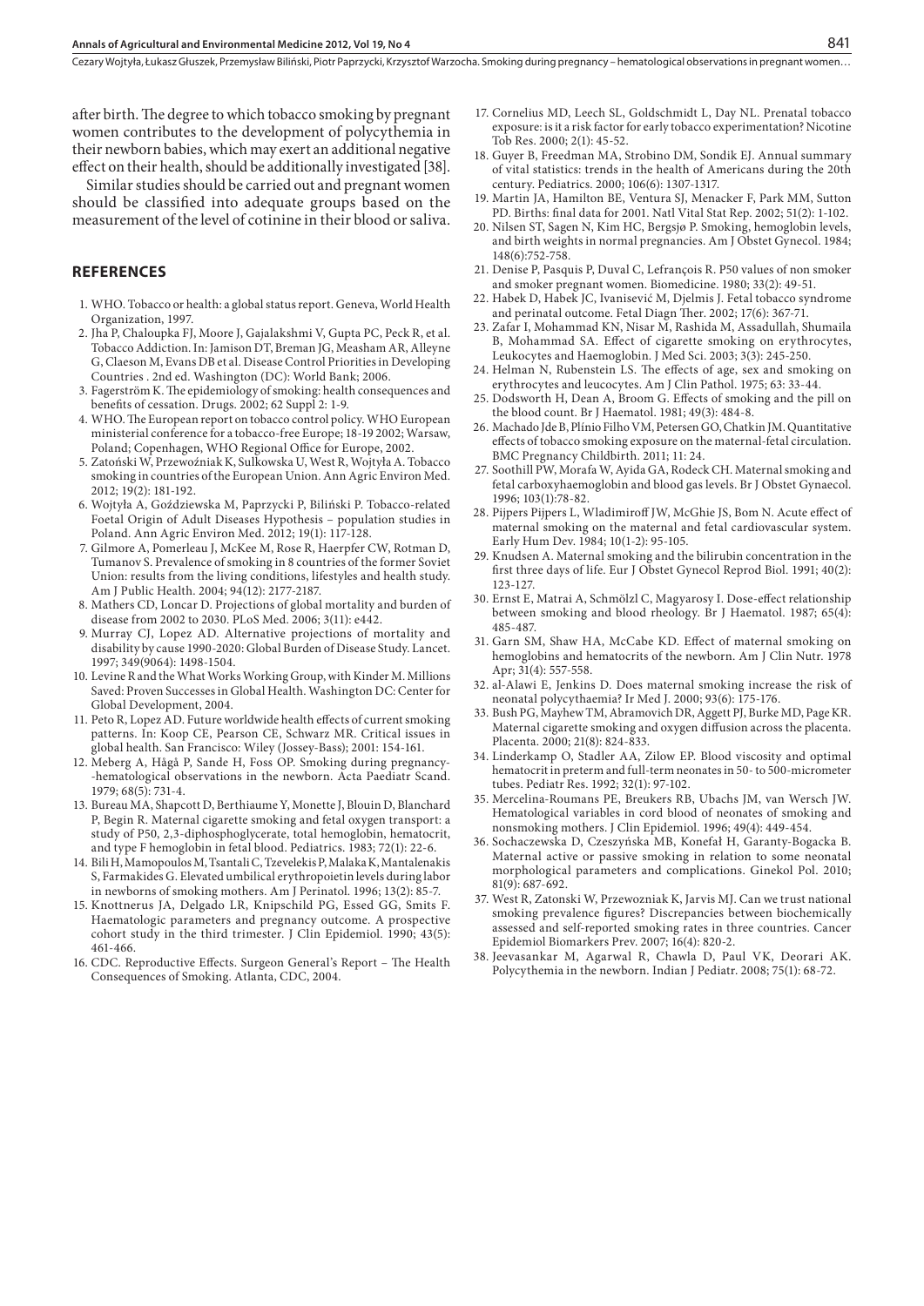after birth. The degree to which tobacco smoking by pregnant women contributes to the development of polycythemia in their newborn babies, which may exert an additional negative effect on their health, should be additionally investigated [38].

Similar studies should be carried out and pregnant women should be classified into adequate groups based on the measurement of the level of cotinine in their blood or saliva.

## REFERENCES

1. WHO. Tobacco or health: a global status report. Geneva, World Health Organization, 1997.
2. Jha P, Chaloupka FJ, Moore J, Gajalakshmi V, Gupta PC, Peck R, et al. Tobacco Addiction. In: Jamison DT, Breman JG, Measham AR, Alleyne G, Claeson M, Evans DB et al. Disease Control Priorities in Developing Countries . 2nd ed. Washington (DC): World Bank; 2006.
3. Fagerström K. The epidemiology of smoking: health consequences and benefits of cessation. Drugs. 2002; 62 Suppl 2: 1-9.
4. WHO. The European report on tobacco control policy. WHO European ministerial conference for a tobacco-free Europe; 18-19 2002; Warsaw, Poland; Copenhagen, WHO Regional Office for Europe, 2002.
5. Zatoński W, Przewoźniak K, Sulkowska U, West R, Wojtyła A. Tobacco smoking in countries of the European Union. Ann Agric Environ Med. 2012; 19(2): 181-192.
6. Wojtyła A, Goździewska M, Paprzycki P, Biliński P. Tobacco-related Foetal Origin of Adult Diseases Hypothesis – population studies in Poland. Ann Agric Environ Med. 2012; 19(1): 117-128.
7. Gilmore A, Pomerleau J, McKee M, Rose R, Haerpfer CW, Rotman D, Tumanov S. Prevalence of smoking in 8 countries of the former Soviet Union: results from the living conditions, lifestyles and health study. Am J Public Health. 2004; 94(12): 2177-2187.
8. Mathers CD, Loncar D. Projections of global mortality and burden of disease from 2002 to 2030. PLoS Med. 2006; 3(11): e442.
9. Murray CJ, Lopez AD. Alternative projections of mortality and disability by cause 1990-2020: Global Burden of Disease Study. Lancet. 1997; 349(9064): 1498-1504.
10. Levine R and the What Works Working Group, with Kinder M. Millions Saved: Proven Successes in Global Health. Washington DC: Center for Global Development, 2004.
11. Peto R, Lopez AD. Future worldwide health effects of current smoking patterns. In: Koop CE, Pearson CE, Schwarz MR. Critical issues in global health. San Francisco: Wiley (Jossey-Bass); 2001: 154-161.
12. Meberg A, Hågå P, Sande H, Foss OP. Smoking during pregnancy--hematological observations in the newborn. Acta Paediatr Scand. 1979; 68(5): 731-4.
13. Bureau MA, Shapcott D, Berthiaume Y, Monette J, Blouin D, Blanchard P, Begin R. Maternal cigarette smoking and fetal oxygen transport: a study of P50, 2,3-diphosphoglycerate, total hemoglobin, hematocrit, and type F hemoglobin in fetal blood. Pediatrics. 1983; 72(1): 22-6.
14. Bili H, Mamopoulos M, Tsantali C, Tzevelekis P, Malaka K, Mantalenakis S, Farmakides G. Elevated umbilical erythropoietin levels during labor in newborns of smoking mothers. Am J Perinatol. 1996; 13(2): 85-7.
15. Knottnerus JA, Delgado LR, Knipschild PG, Essed GG, Smits F. Haematologic parameters and pregnancy outcome. A prospective cohort study in the third trimester. J Clin Epidemiol. 1990; 43(5): 461-466.
16. CDC. Reproductive Effects. Surgeon General's Report – The Health Consequences of Smoking. Atlanta, CDC, 2004.
17. Cornelius MD, Leech SL, Goldschmidt L, Day NL. Prenatal tobacco exposure: is it a risk factor for early tobacco experimentation? Nicotine Tob Res. 2000; 2(1): 45-52.
18. Guyer B, Freedman MA, Strobino DM, Sondik EJ. Annual summary of vital statistics: trends in the health of Americans during the 20th century. Pediatrics. 2000; 106(6): 1307-1317.
19. Martin JA, Hamilton BE, Ventura SJ, Menacker F, Park MM, Sutton PD. Births: final data for 2001. Natl Vital Stat Rep. 2002; 51(2): 1-102.
20. Nilsen ST, Sagen N, Kim HC, Bergsjø P. Smoking, hemoglobin levels, and birth weights in normal pregnancies. Am J Obstet Gynecol. 1984; 148(6):752-758.
21. Denise P, Pasquis P, Duval C, Lefrançois R. P50 values of non smoker and smoker pregnant women. Biomedicine. 1980; 33(2): 49-51.
22. Habek D, Habek JC, Ivanisević M, Djelmis J. Fetal tobacco syndrome and perinatal outcome. Fetal Diagn Ther. 2002; 17(6): 367-71.
23. Zafar I, Mohammad KN, Nisar M, Rashida M, Assadullah, Shumaila B, Mohammad SA. Effect of cigarette smoking on erythrocytes, Leukocytes and Haemoglobin. J Med Sci. 2003; 3(3): 245-250.
24. Helman N, Rubenstein LS. The effects of age, sex and smoking on erythrocytes and leucocytes. Am J Clin Pathol. 1975; 63: 33-44.
25. Dodsworth H, Dean A, Broom G. Effects of smoking and the pill on the blood count. Br J Haematol. 1981; 49(3): 484-8.
26. Machado Jde B, Plínio Filho VM, Petersen GO, Chatkin JM. Quantitative effects of tobacco smoking exposure on the maternal-fetal circulation. BMC Pregnancy Childbirth. 2011; 11: 24.
27. Soothill PW, Morafa W, Ayida GA, Rodeck CH. Maternal smoking and fetal carboxyhaemoglobin and blood gas levels. Br J Obstet Gynaecol. 1996; 103(1):78-82.
28. Pijpers Pijpers L, Wladimiroff JW, McGhie JS, Bom N. Acute effect of maternal smoking on the maternal and fetal cardiovascular system. Early Hum Dev. 1984; 10(1-2): 95-105.
29. Knudsen A. Maternal smoking and the bilirubin concentration in the first three days of life. Eur J Obstet Gynecol Reprod Biol. 1991; 40(2): 123-127.
30. Ernst E, Matrai A, Schmölzl C, Magyarosy I. Dose-effect relationship between smoking and blood rheology. Br J Haematol. 1987; 65(4): 485-487.
31. Garn SM, Shaw HA, McCabe KD. Effect of maternal smoking on hemoglobins and hematocrits of the newborn. Am J Clin Nutr. 1978 Apr; 31(4): 557-558.
32. al-Alawi E, Jenkins D. Does maternal smoking increase the risk of neonatal polycythaemia? Ir Med J. 2000; 93(6): 175-176.
33. Bush PG, Mayhew TM, Abramovich DR, Aggett PJ, Burke MD, Page KR. Maternal cigarette smoking and oxygen diffusion across the placenta. Placenta. 2000; 21(8): 824-833.
34. Linderkamp O, Stadler AA, Zilow EP. Blood viscosity and optimal hematocrit in preterm and full-term neonates in 50- to 500-micrometer tubes. Pediatr Res. 1992; 32(1): 97-102.
35. Mercelina-Roumans PE, Breukers RB, Ubachs JM, van Wersch JW. Hematological variables in cord blood of neonates of smoking and nonsmoking mothers. J Clin Epidemiol. 1996; 49(4): 449-454.
36. Sochaczewska D, Czeszyńska MB, Konefał H, Garanty-Bogacka B. Maternal active or passive smoking in relation to some neonatal morphological parameters and complications. Ginekol Pol. 2010; 81(9): 687-692.
37. West R, Zatonski W, Przewozniak K, Jarvis MJ. Can we trust national smoking prevalence figures? Discrepancies between biochemically assessed and self-reported smoking rates in three countries. Cancer Epidemiol Biomarkers Prev. 2007; 16(4): 820-2.
38. Jeevasankar M, Agarwal R, Chawla D, Paul VK, Deorari AK. Polycythemia in the newborn. Indian J Pediatr. 2008; 75(1): 68-72.